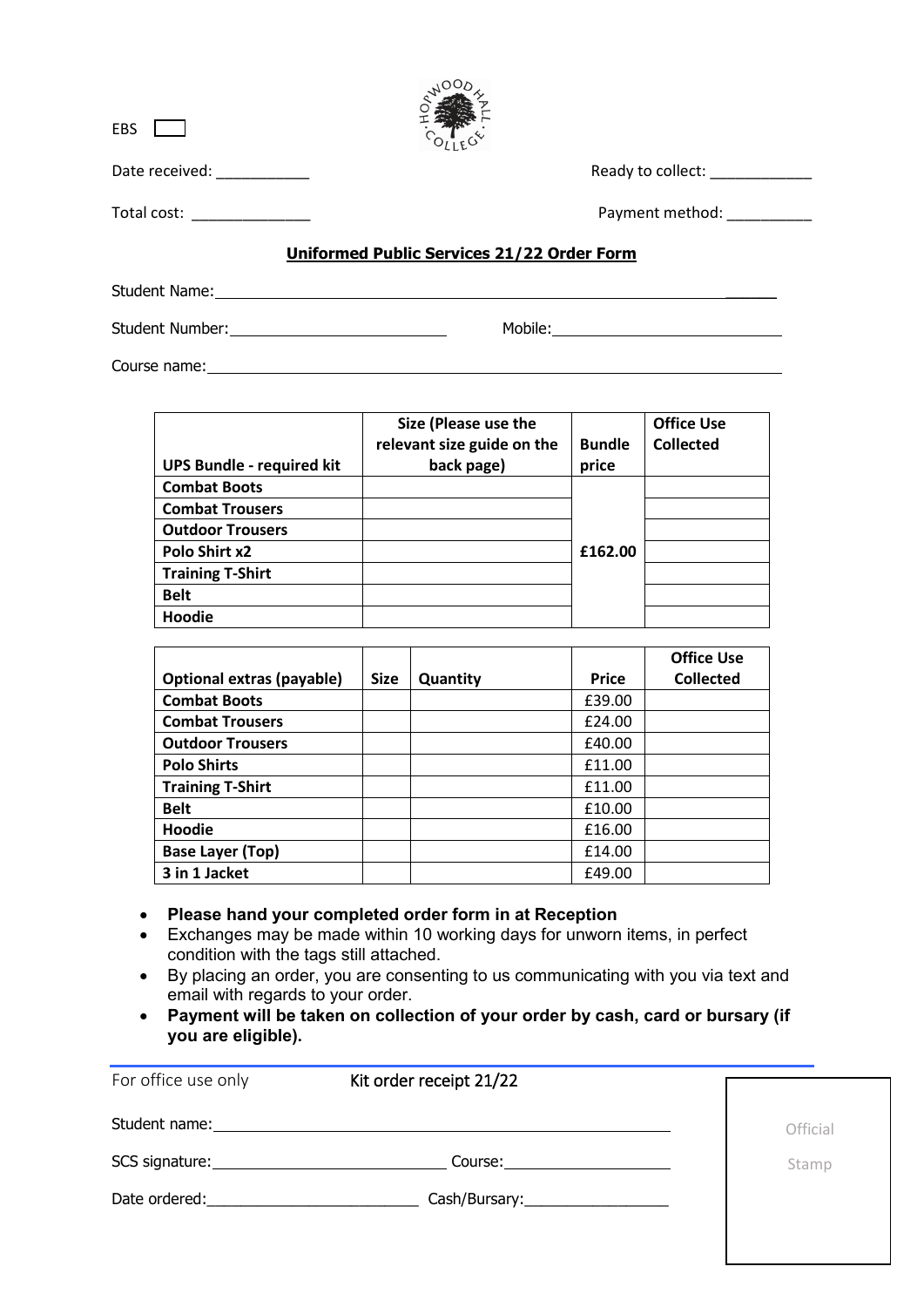EBS ☐

Date received: ___________ Ready to collect: ____________

Total cost: ______________ Payment method: __________

## Uniformed Public Services 21/22 Order Form

Student Name: ______________________________________________

Student Number: ______________________ Mobile: ______________________

Course name: ______________________________________________

| UPS Bundle - required kit | Size (Please use the relevant size guide on the back page) | Bundle price | Office Use Collected |
|---|---|---|---|
| **Combat Boots** | | £162.00 | |
| **Combat Trousers** | | | |
| **Outdoor Trousers** | | | |
| **Polo Shirt x2** | | | |
| **Training T-Shirt** | | | |
| **Belt** | | | |
| **Hoodie** | | | |

| Optional extras (payable) | Size | Quantity | Price | Office Use Collected |
|---|---|---|---|---|
| **Combat Boots** | | | £39.00 | |
| **Combat Trousers** | | | £24.00 | |
| **Outdoor Trousers** | | | £40.00 | |
| **Polo Shirts** | | | £11.00 | |
| **Training T-Shirt** | | | £11.00 | |
| **Belt** | | | £10.00 | |
| **Hoodie** | | | £16.00 | |
| **Base Layer (Top)** | | | £14.00 | |
| **3 in 1 Jacket** | | | £49.00 | |

- **Please hand your completed order form in at Reception**
- Exchanges may be made within 10 working days for unworn items, in perfect condition with the tags still attached.
- By placing an order, you are consenting to us communicating with you via text and email with regards to your order.
- **Payment will be taken on collection of your order by cash, card or bursary (if you are eligible).**

---

For office use only — Kit order receipt 21/22

Student name: ______________________________________________

SCS signature: ______________________ Course: ____________________

Date ordered: ______________________ Cash/Bursary: ________________

Official Stamp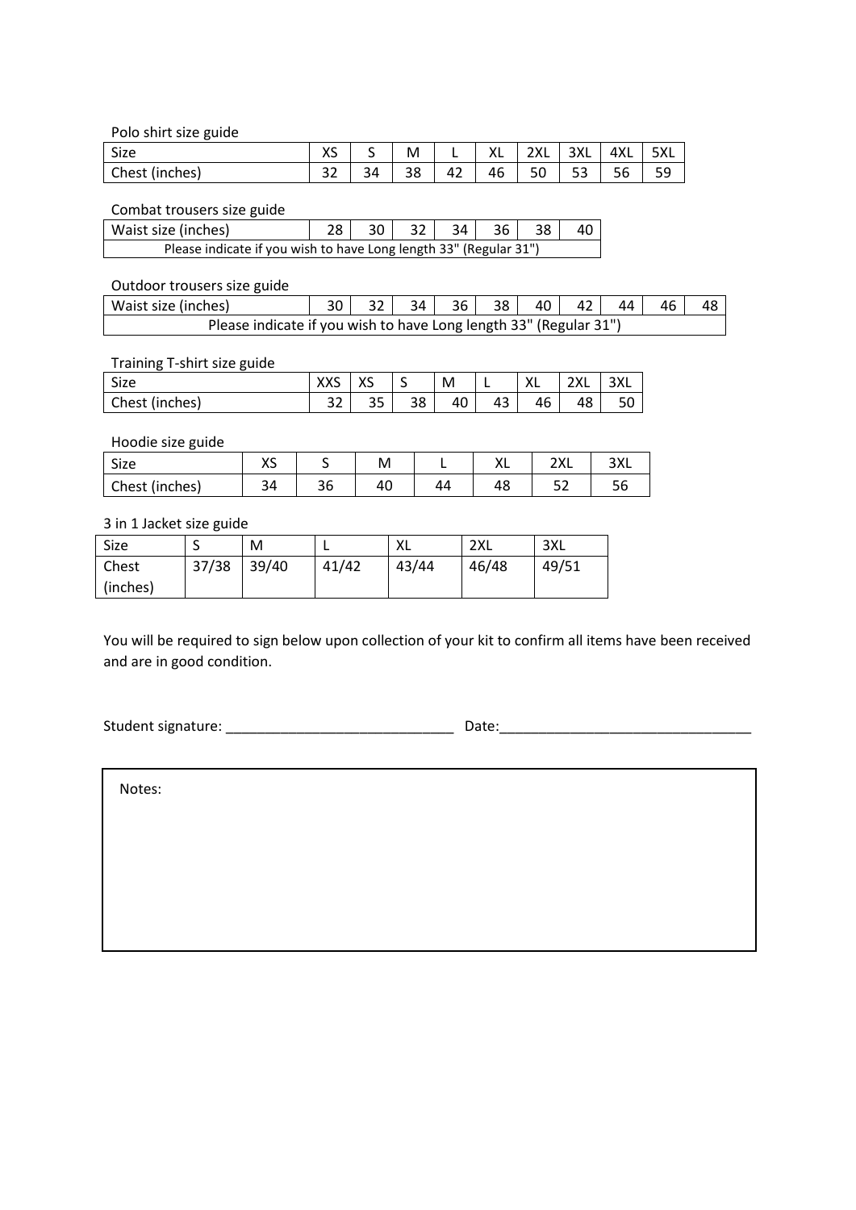Polo shirt size guide

| Size | XS | S | M | L | XL | 2XL | 3XL | 4XL | 5XL |
|---|---|---|---|---|---|---|---|---|---|
| Chest (inches) | 32 | 34 | 38 | 42 | 46 | 50 | 53 | 56 | 59 |

Combat trousers size guide

| Waist size (inches) | 28 | 30 | 32 | 34 | 36 | 38 | 40 |
|---|---|---|---|---|---|---|---|
| Please indicate if you wish to have Long length 33" (Regular 31") | | | | | | | |

Outdoor trousers size guide

| Waist size (inches) | 30 | 32 | 34 | 36 | 38 | 40 | 42 | 44 | 46 | 48 |
|---|---|---|---|---|---|---|---|---|---|---|
| Please indicate if you wish to have Long length 33" (Regular 31") | | | | | | | | | | |

Training T-shirt size guide

| Size | XXS | XS | S | M | L | XL | 2XL | 3XL |
|---|---|---|---|---|---|---|---|---|
| Chest (inches) | 32 | 35 | 38 | 40 | 43 | 46 | 48 | 50 |

Hoodie size guide

| Size | XS | S | M | L | XL | 2XL | 3XL |
|---|---|---|---|---|---|---|---|
| Chest (inches) | 34 | 36 | 40 | 44 | 48 | 52 | 56 |

3 in 1 Jacket size guide

| Size | S | M | L | XL | 2XL | 3XL |
|---|---|---|---|---|---|---|
| Chest (inches) | 37/38 | 39/40 | 41/42 | 43/44 | 46/48 | 49/51 |

You will be required to sign below upon collection of your kit to confirm all items have been received and are in good condition.

Student signature: ____________________________ Date:________________________________

Notes: